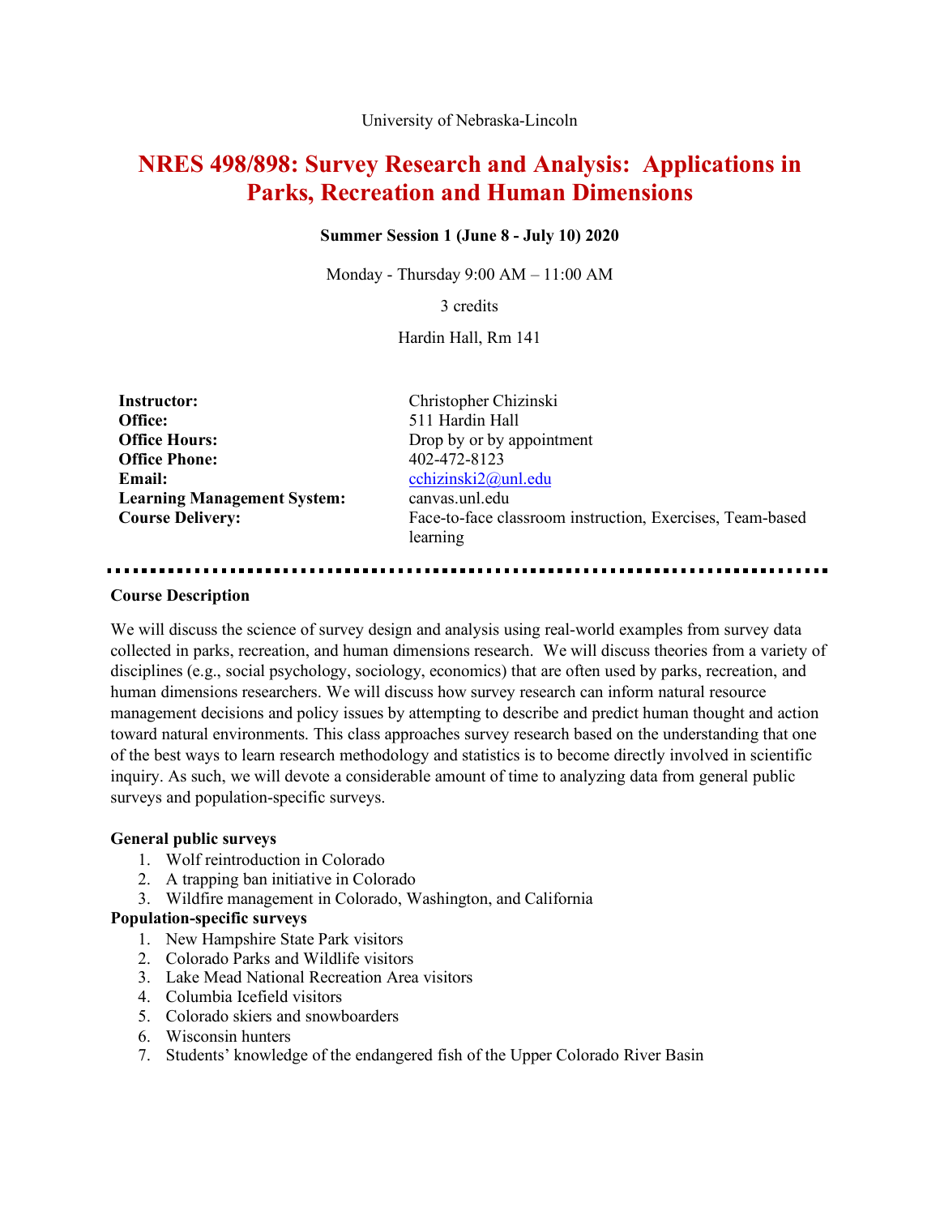University of Nebraska-Lincoln

# NRES 498/898: Survey Research and Analysis: Applications in Parks, Recreation and Human Dimensions

**Summer Session 1 (June 8 - July 10) 2020**

Monday - Thursday 9:00 AM – 11:00 AM

3 credits

Hardin Hall, Rm 141

| | |
|---|---|
| **Instructor:** | Christopher Chizinski |
| **Office:** | 511 Hardin Hall |
| **Office Hours:** | Drop by or by appointment |
| **Office Phone:** | 402-472-8123 |
| **Email:** | cchizinski2@unl.edu |
| **Learning Management System:** | canvas.unl.edu |
| **Course Delivery:** | Face-to-face classroom instruction, Exercises, Team-based learning |

---

**Course Description**

We will discuss the science of survey design and analysis using real-world examples from survey data collected in parks, recreation, and human dimensions research. We will discuss theories from a variety of disciplines (e.g., social psychology, sociology, economics) that are often used by parks, recreation, and human dimensions researchers. We will discuss how survey research can inform natural resource management decisions and policy issues by attempting to describe and predict human thought and action toward natural environments. This class approaches survey research based on the understanding that one of the best ways to learn research methodology and statistics is to become directly involved in scientific inquiry. As such, we will devote a considerable amount of time to analyzing data from general public surveys and population-specific surveys.

**General public surveys**

1. Wolf reintroduction in Colorado
2. A trapping ban initiative in Colorado
3. Wildfire management in Colorado, Washington, and California

**Population-specific surveys**

1. New Hampshire State Park visitors
2. Colorado Parks and Wildlife visitors
3. Lake Mead National Recreation Area visitors
4. Columbia Icefield visitors
5. Colorado skiers and snowboarders
6. Wisconsin hunters
7. Students' knowledge of the endangered fish of the Upper Colorado River Basin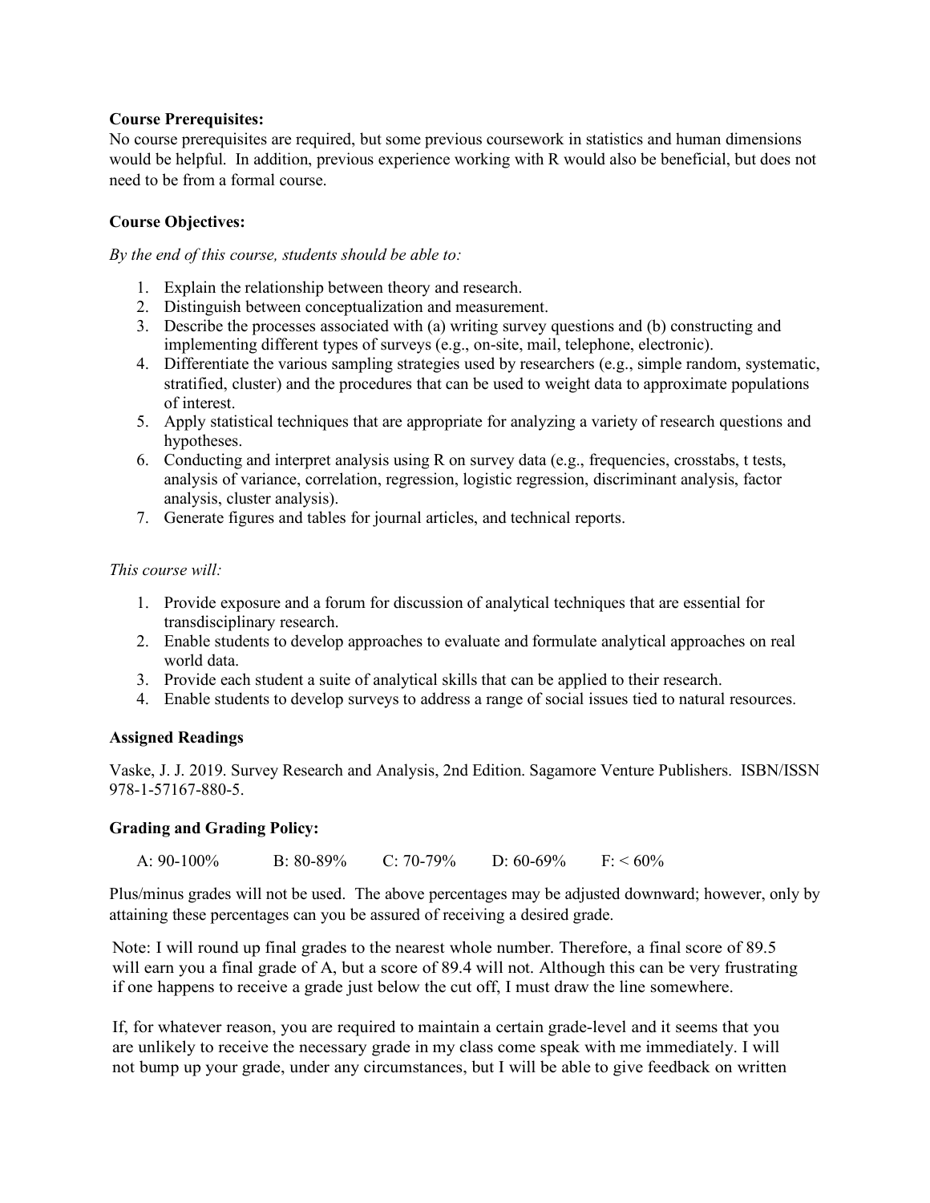**Course Prerequisites:**
No course prerequisites are required, but some previous coursework in statistics and human dimensions would be helpful. In addition, previous experience working with R would also be beneficial, but does not need to be from a formal course.

**Course Objectives:**

*By the end of this course, students should be able to:*

1. Explain the relationship between theory and research.
2. Distinguish between conceptualization and measurement.
3. Describe the processes associated with (a) writing survey questions and (b) constructing and implementing different types of surveys (e.g., on-site, mail, telephone, electronic).
4. Differentiate the various sampling strategies used by researchers (e.g., simple random, systematic, stratified, cluster) and the procedures that can be used to weight data to approximate populations of interest.
5. Apply statistical techniques that are appropriate for analyzing a variety of research questions and hypotheses.
6. Conducting and interpret analysis using R on survey data (e.g., frequencies, crosstabs, t tests, analysis of variance, correlation, regression, logistic regression, discriminant analysis, factor analysis, cluster analysis).
7. Generate figures and tables for journal articles, and technical reports.

*This course will:*

1. Provide exposure and a forum for discussion of analytical techniques that are essential for transdisciplinary research.
2. Enable students to develop approaches to evaluate and formulate analytical approaches on real world data.
3. Provide each student a suite of analytical skills that can be applied to their research.
4. Enable students to develop surveys to address a range of social issues tied to natural resources.

**Assigned Readings**

Vaske, J. J. 2019. Survey Research and Analysis, 2nd Edition. Sagamore Venture Publishers. ISBN/ISSN 978-1-57167-880-5.

**Grading and Grading Policy:**

A: 90-100% B: 80-89% C: 70-79% D: 60-69% F: < 60%

Plus/minus grades will not be used. The above percentages may be adjusted downward; however, only by attaining these percentages can you be assured of receiving a desired grade.

Note: I will round up final grades to the nearest whole number. Therefore, a final score of 89.5 will earn you a final grade of A, but a score of 89.4 will not. Although this can be very frustrating if one happens to receive a grade just below the cut off, I must draw the line somewhere.

If, for whatever reason, you are required to maintain a certain grade-level and it seems that you are unlikely to receive the necessary grade in my class come speak with me immediately. I will not bump up your grade, under any circumstances, but I will be able to give feedback on written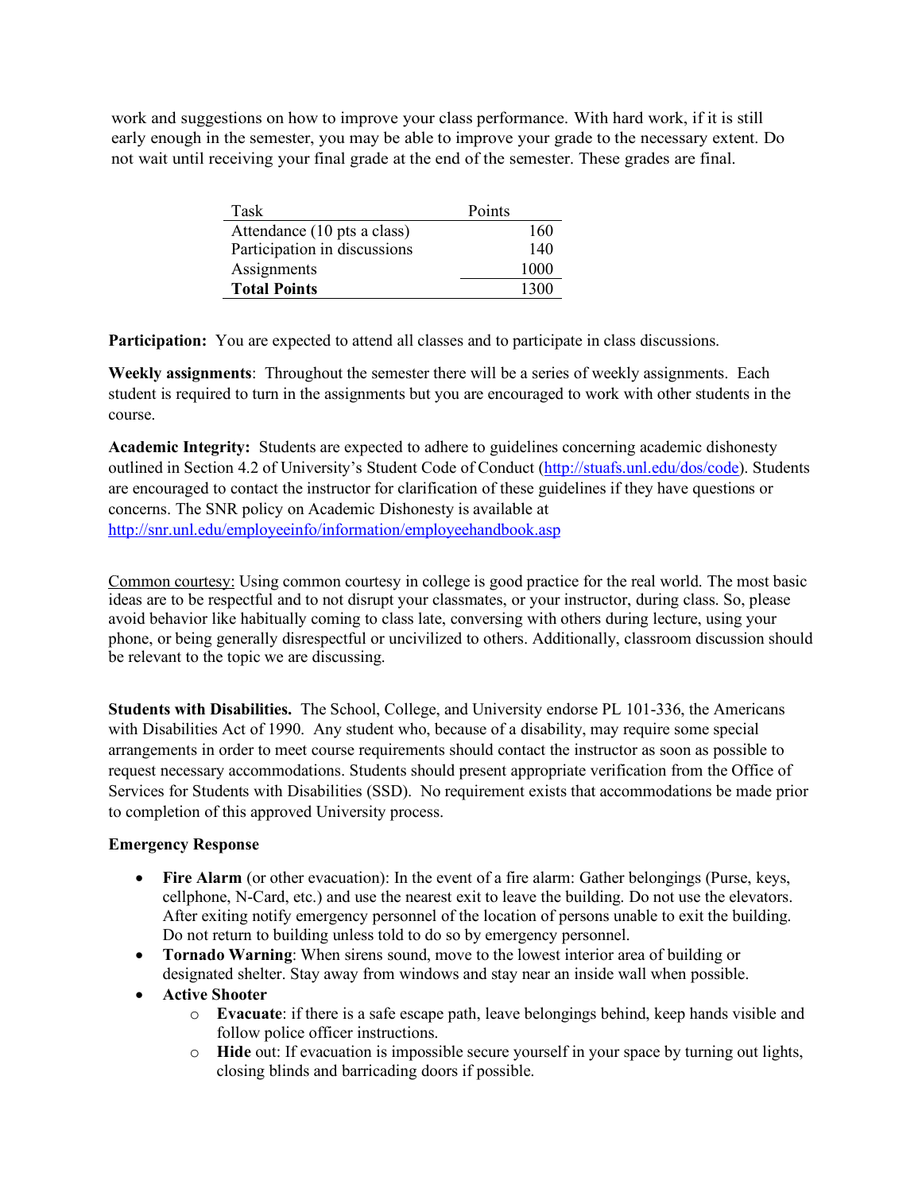work and suggestions on how to improve your class performance. With hard work, if it is still early enough in the semester, you may be able to improve your grade to the necessary extent. Do not wait until receiving your final grade at the end of the semester. These grades are final.

| Task | Points |
|---|---|
| Attendance (10 pts a class) | 160 |
| Participation in discussions | 140 |
| Assignments | 1000 |
| **Total Points** | 1300 |

**Participation:** You are expected to attend all classes and to participate in class discussions.

**Weekly assignments**: Throughout the semester there will be a series of weekly assignments. Each student is required to turn in the assignments but you are encouraged to work with other students in the course.

**Academic Integrity:** Students are expected to adhere to guidelines concerning academic dishonesty outlined in Section 4.2 of University's Student Code of Conduct (http://stuafs.unl.edu/dos/code). Students are encouraged to contact the instructor for clarification of these guidelines if they have questions or concerns. The SNR policy on Academic Dishonesty is available at http://snr.unl.edu/employeeinfo/information/employeehandbook.asp

Common courtesy: Using common courtesy in college is good practice for the real world. The most basic ideas are to be respectful and to not disrupt your classmates, or your instructor, during class. So, please avoid behavior like habitually coming to class late, conversing with others during lecture, using your phone, or being generally disrespectful or uncivilized to others. Additionally, classroom discussion should be relevant to the topic we are discussing.

**Students with Disabilities.** The School, College, and University endorse PL 101-336, the Americans with Disabilities Act of 1990. Any student who, because of a disability, may require some special arrangements in order to meet course requirements should contact the instructor as soon as possible to request necessary accommodations. Students should present appropriate verification from the Office of Services for Students with Disabilities (SSD). No requirement exists that accommodations be made prior to completion of this approved University process.

**Emergency Response**

- **Fire Alarm** (or other evacuation): In the event of a fire alarm: Gather belongings (Purse, keys, cellphone, N-Card, etc.) and use the nearest exit to leave the building. Do not use the elevators. After exiting notify emergency personnel of the location of persons unable to exit the building. Do not return to building unless told to do so by emergency personnel.
- **Tornado Warning**: When sirens sound, move to the lowest interior area of building or designated shelter. Stay away from windows and stay near an inside wall when possible.
- **Active Shooter**
  - **Evacuate**: if there is a safe escape path, leave belongings behind, keep hands visible and follow police officer instructions.
  - **Hide** out: If evacuation is impossible secure yourself in your space by turning out lights, closing blinds and barricading doors if possible.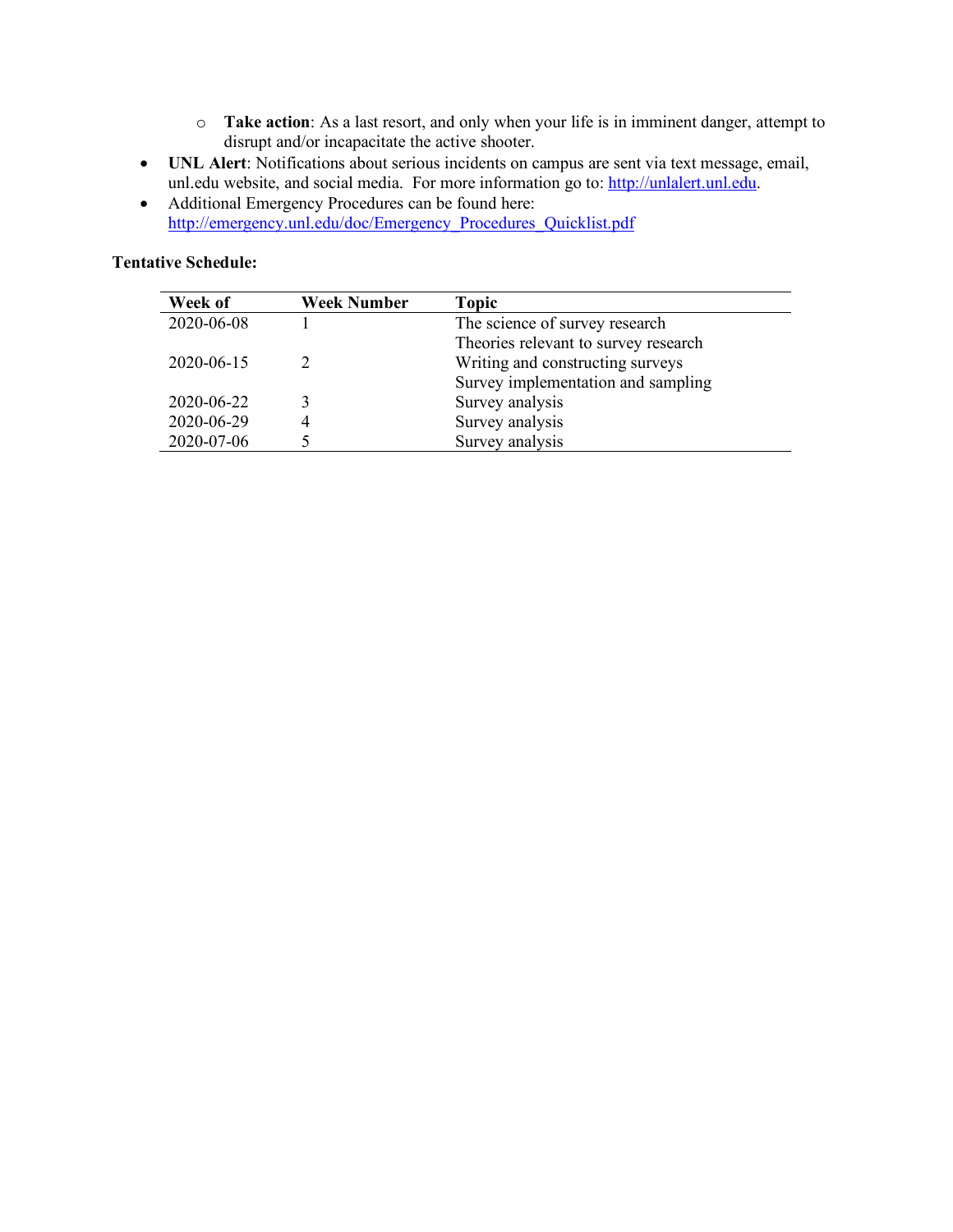- **Take action**: As a last resort, and only when your life is in imminent danger, attempt to disrupt and/or incapacitate the active shooter.
- **UNL Alert**: Notifications about serious incidents on campus are sent via text message, email, unl.edu website, and social media. For more information go to: http://unlalert.unl.edu.
- Additional Emergency Procedures can be found here: http://emergency.unl.edu/doc/Emergency_Procedures_Quicklist.pdf

**Tentative Schedule:**

| Week of | Week Number | Topic |
|---|---|---|
| 2020-06-08 | 1 | The science of survey research |
| | | Theories relevant to survey research |
| 2020-06-15 | 2 | Writing and constructing surveys |
| | | Survey implementation and sampling |
| 2020-06-22 | 3 | Survey analysis |
| 2020-06-29 | 4 | Survey analysis |
| 2020-07-06 | 5 | Survey analysis |